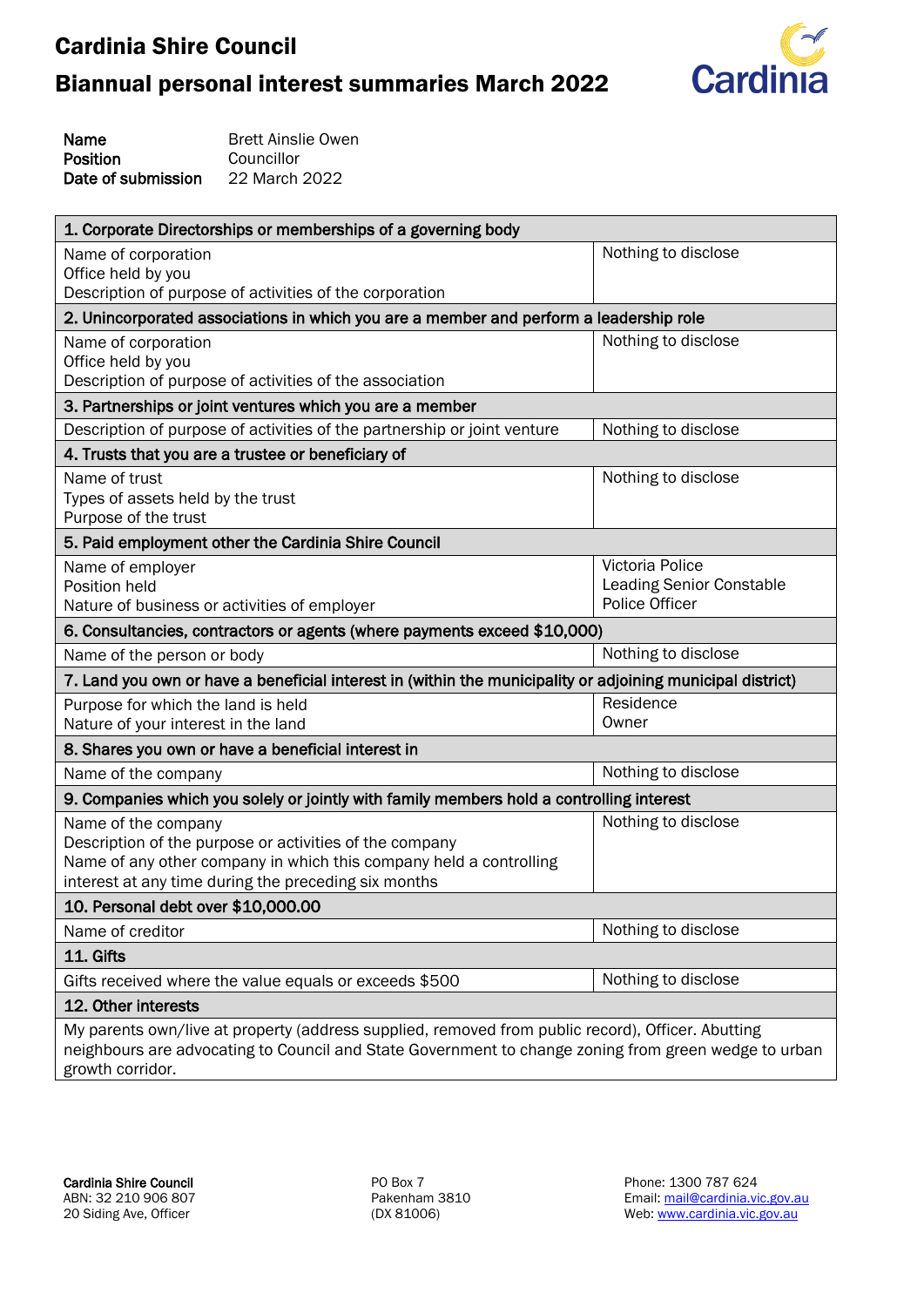# Cardinia Shire Council

## Biannual personal interest summaries March 2022

| | |
|---|---|
| **Name** | Brett Ainslie Owen |
| **Position** | Councillor |
| **Date of submission** | 22 March 2022 |

| **1. Corporate Directorships or memberships of a governing body** | |
|---|---|
| Name of corporation<br>Office held by you<br>Description of purpose of activities of the corporation | Nothing to disclose |
| **2. Unincorporated associations in which you are a member and perform a leadership role** | |
| Name of corporation<br>Office held by you<br>Description of purpose of activities of the association | Nothing to disclose |
| **3. Partnerships or joint ventures which you are a member** | |
| Description of purpose of activities of the partnership or joint venture | Nothing to disclose |
| **4. Trusts that you are a trustee or beneficiary of** | |
| Name of trust<br>Types of assets held by the trust<br>Purpose of the trust | Nothing to disclose |
| **5. Paid employment other the Cardinia Shire Council** | |
| Name of employer<br>Position held<br>Nature of business or activities of employer | Victoria Police<br>Leading Senior Constable<br>Police Officer |
| **6. Consultancies, contractors or agents (where payments exceed $10,000)** | |
| Name of the person or body | Nothing to disclose |
| **7. Land you own or have a beneficial interest in (within the municipality or adjoining municipal district)** | |
| Purpose for which the land is held<br>Nature of your interest in the land | Residence<br>Owner |
| **8. Shares you own or have a beneficial interest in** | |
| Name of the company | Nothing to disclose |
| **9. Companies which you solely or jointly with family members hold a controlling interest** | |
| Name of the company<br>Description of the purpose or activities of the company<br>Name of any other company in which this company held a controlling interest at any time during the preceding six months | Nothing to disclose |
| **10. Personal debt over $10,000.00** | |
| Name of creditor | Nothing to disclose |
| **11. Gifts** | |
| Gifts received where the value equals or exceeds $500 | Nothing to disclose |
| **12. Other interests** | |
| My parents own/live at property (address supplied, removed from public record), Officer. Abutting neighbours are advocating to Council and State Government to change zoning from green wedge to urban growth corridor. | |

**Cardinia Shire Council**
ABN: 32 210 906 807
20 Siding Ave, Officer

PO Box 7
Pakenham 3810
(DX 81006)

Phone: 1300 787 624
Email: mail@cardinia.vic.gov.au
Web: www.cardinia.vic.gov.au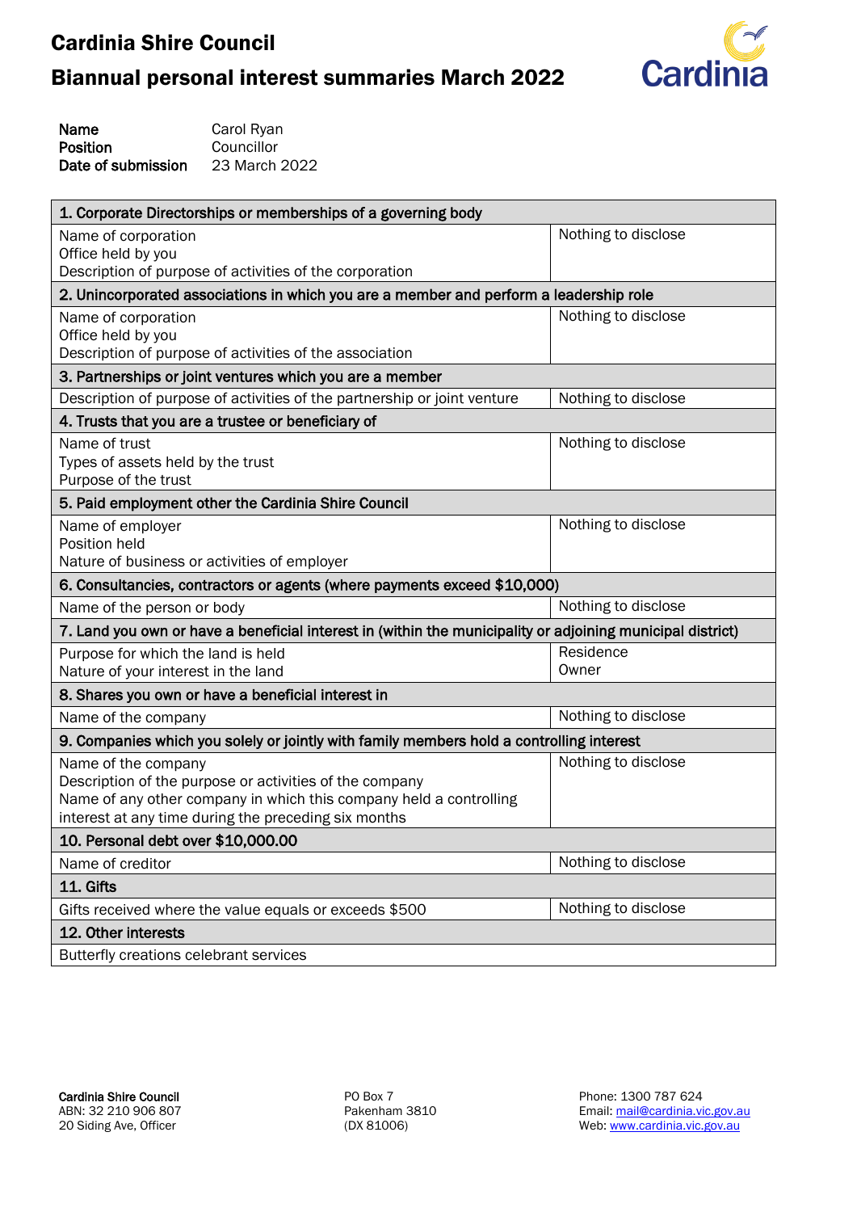# Cardinia Shire Council

## Biannual personal interest summaries March 2022

| | |
|---|---|
| **Name** | Carol Ryan |
| **Position** | Councillor |
| **Date of submission** | 23 March 2022 |

| **1. Corporate Directorships or memberships of a governing body** | |
|---|---|
| Name of corporation<br>Office held by you<br>Description of purpose of activities of the corporation | Nothing to disclose |
| **2. Unincorporated associations in which you are a member and perform a leadership role** | |
| Name of corporation<br>Office held by you<br>Description of purpose of activities of the association | Nothing to disclose |
| **3. Partnerships or joint ventures which you are a member** | |
| Description of purpose of activities of the partnership or joint venture | Nothing to disclose |
| **4. Trusts that you are a trustee or beneficiary of** | |
| Name of trust<br>Types of assets held by the trust<br>Purpose of the trust | Nothing to disclose |
| **5. Paid employment other the Cardinia Shire Council** | |
| Name of employer<br>Position held<br>Nature of business or activities of employer | Nothing to disclose |
| **6. Consultancies, contractors or agents (where payments exceed $10,000)** | |
| Name of the person or body | Nothing to disclose |
| **7. Land you own or have a beneficial interest in (within the municipality or adjoining municipal district)** | |
| Purpose for which the land is held<br>Nature of your interest in the land | Residence<br>Owner |
| **8. Shares you own or have a beneficial interest in** | |
| Name of the company | Nothing to disclose |
| **9. Companies which you solely or jointly with family members hold a controlling interest** | |
| Name of the company<br>Description of the purpose or activities of the company<br>Name of any other company in which this company held a controlling interest at any time during the preceding six months | Nothing to disclose |
| **10. Personal debt over $10,000.00** | |
| Name of creditor | Nothing to disclose |
| **11. Gifts** | |
| Gifts received where the value equals or exceeds $500 | Nothing to disclose |
| **12. Other interests** | |
| Butterfly creations celebrant services | |

**Cardinia Shire Council**
ABN: 32 210 906 807
20 Siding Ave, Officer

PO Box 7
Pakenham 3810
(DX 81006)

Phone: 1300 787 624
Email: mail@cardinia.vic.gov.au
Web: www.cardinia.vic.gov.au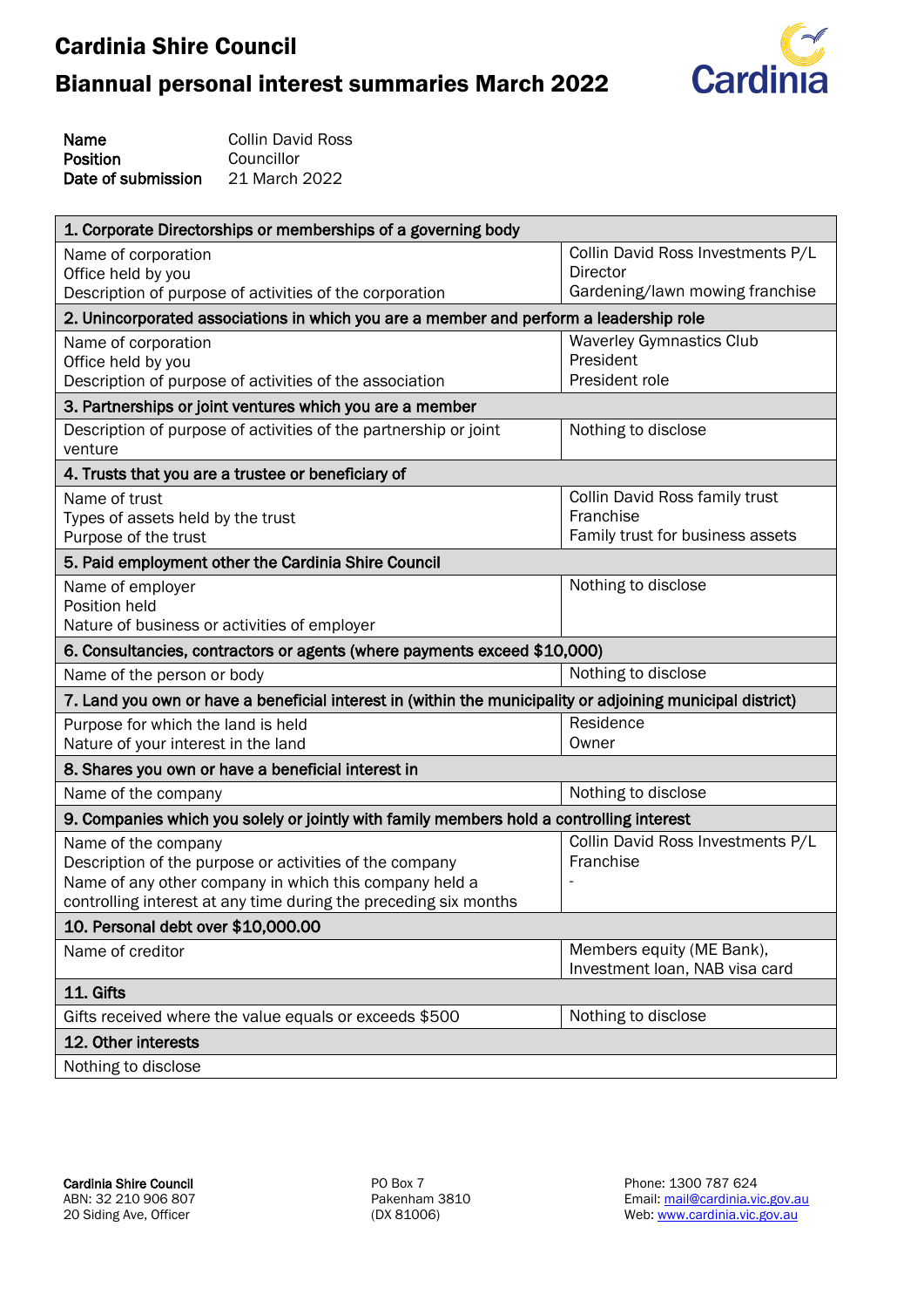# Cardinia Shire Council

## Biannual personal interest summaries March 2022

**Name** Collin David Ross
**Position** Councillor
**Date of submission** 21 March 2022

| 1. Corporate Directorships or memberships of a governing body | |
|---|---|
| Name of corporation<br>Office held by you<br>Description of purpose of activities of the corporation | Collin David Ross Investments P/L<br>Director<br>Gardening/lawn mowing franchise |
| **2. Unincorporated associations in which you are a member and perform a leadership role** | |
| Name of corporation<br>Office held by you<br>Description of purpose of activities of the association | Waverley Gymnastics Club<br>President<br>President role |
| **3. Partnerships or joint ventures which you are a member** | |
| Description of purpose of activities of the partnership or joint venture | Nothing to disclose |
| **4. Trusts that you are a trustee or beneficiary of** | |
| Name of trust<br>Types of assets held by the trust<br>Purpose of the trust | Collin David Ross family trust<br>Franchise<br>Family trust for business assets |
| **5. Paid employment other the Cardinia Shire Council** | |
| Name of employer<br>Position held<br>Nature of business or activities of employer | Nothing to disclose |
| **6. Consultancies, contractors or agents (where payments exceed $10,000)** | |
| Name of the person or body | Nothing to disclose |
| **7. Land you own or have a beneficial interest in (within the municipality or adjoining municipal district)** | |
| Purpose for which the land is held<br>Nature of your interest in the land | Residence<br>Owner |
| **8. Shares you own or have a beneficial interest in** | |
| Name of the company | Nothing to disclose |
| **9. Companies which you solely or jointly with family members hold a controlling interest** | |
| Name of the company<br>Description of the purpose or activities of the company<br>Name of any other company in which this company held a controlling interest at any time during the preceding six months | Collin David Ross Investments P/L<br>Franchise<br>- |
| **10. Personal debt over $10,000.00** | |
| Name of creditor | Members equity (ME Bank), Investment loan, NAB visa card |
| **11. Gifts** | |
| Gifts received where the value equals or exceeds $500 | Nothing to disclose |
| **12. Other interests** | |
| Nothing to disclose | |

**Cardinia Shire Council**
ABN: 32 210 906 807
20 Siding Ave, Officer

PO Box 7
Pakenham 3810
(DX 81006)

Phone: 1300 787 624
Email: mail@cardinia.vic.gov.au
Web: www.cardinia.vic.gov.au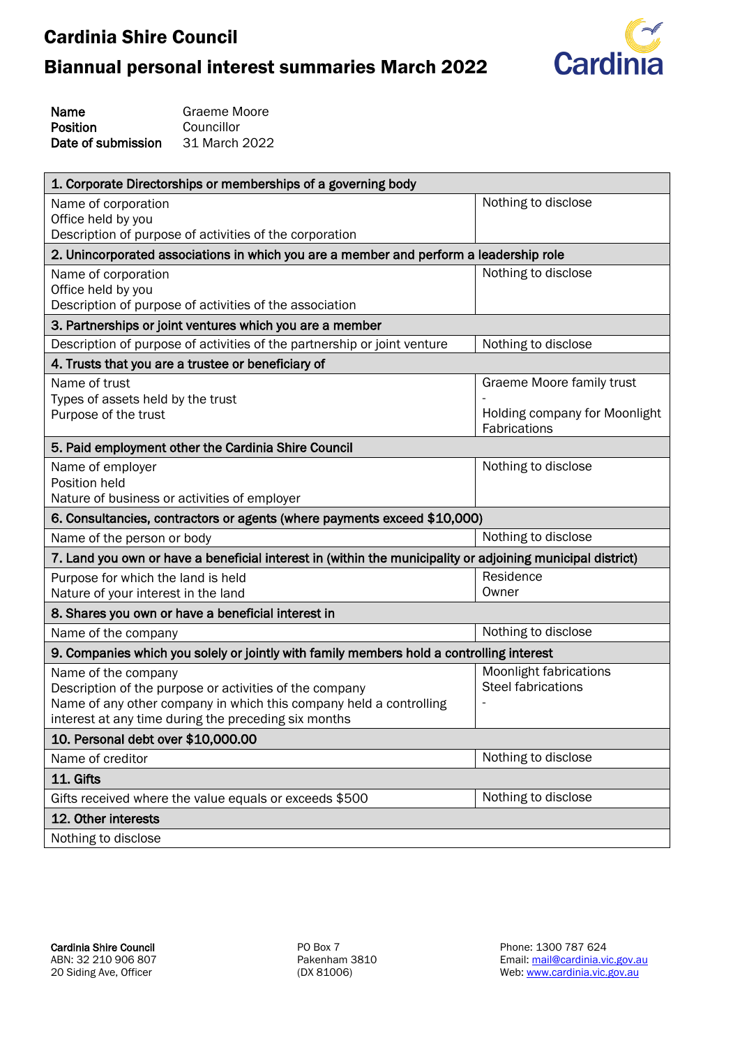# Cardinia Shire Council

## Biannual personal interest summaries March 2022

| | |
|---|---|
| **Name** | Graeme Moore |
| **Position** | Councillor |
| **Date of submission** | 31 March 2022 |

| **1. Corporate Directorships or memberships of a governing body** | |
|---|---|
| Name of corporation<br>Office held by you<br>Description of purpose of activities of the corporation | Nothing to disclose |
| **2. Unincorporated associations in which you are a member and perform a leadership role** | |
| Name of corporation<br>Office held by you<br>Description of purpose of activities of the association | Nothing to disclose |
| **3. Partnerships or joint ventures which you are a member** | |
| Description of purpose of activities of the partnership or joint venture | Nothing to disclose |
| **4. Trusts that you are a trustee or beneficiary of** | |
| Name of trust<br>Types of assets held by the trust<br>Purpose of the trust | Graeme Moore family trust<br>-<br>Holding company for Moonlight Fabrications |
| **5. Paid employment other the Cardinia Shire Council** | |
| Name of employer<br>Position held<br>Nature of business or activities of employer | Nothing to disclose |
| **6. Consultancies, contractors or agents (where payments exceed $10,000)** | |
| Name of the person or body | Nothing to disclose |
| **7. Land you own or have a beneficial interest in (within the municipality or adjoining municipal district)** | |
| Purpose for which the land is held<br>Nature of your interest in the land | Residence<br>Owner |
| **8. Shares you own or have a beneficial interest in** | |
| Name of the company | Nothing to disclose |
| **9. Companies which you solely or jointly with family members hold a controlling interest** | |
| Name of the company<br>Description of the purpose or activities of the company<br>Name of any other company in which this company held a controlling interest at any time during the preceding six months | Moonlight fabrications<br>Steel fabrications<br>- |
| **10. Personal debt over $10,000.00** | |
| Name of creditor | Nothing to disclose |
| **11. Gifts** | |
| Gifts received where the value equals or exceeds $500 | Nothing to disclose |
| **12. Other interests** | |
| Nothing to disclose | |

**Cardinia Shire Council**
ABN: 32 210 906 807
20 Siding Ave, Officer

PO Box 7
Pakenham 3810
(DX 81006)

Phone: 1300 787 624
Email: mail@cardinia.vic.gov.au
Web: www.cardinia.vic.gov.au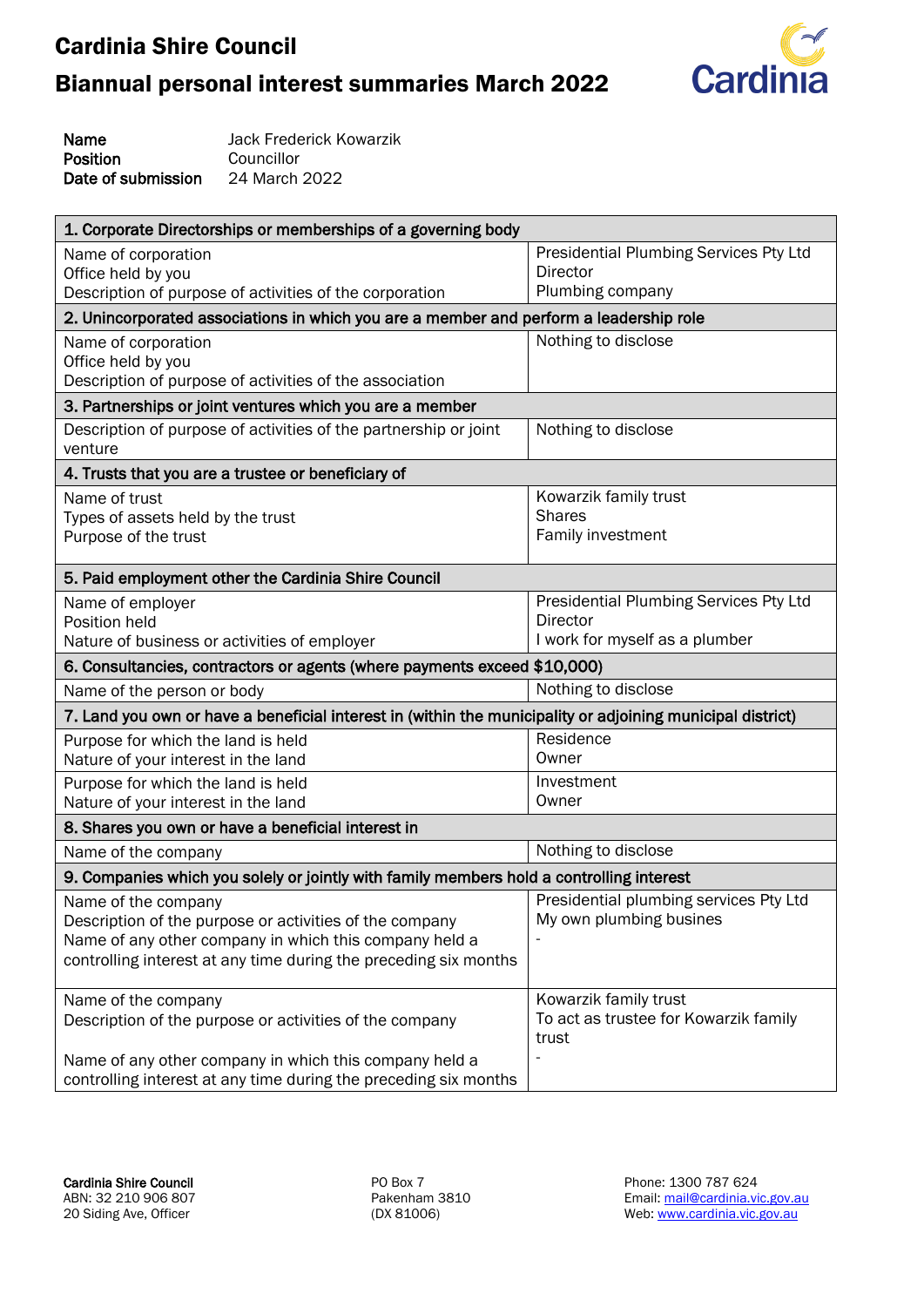# Cardinia Shire Council

## Biannual personal interest summaries March 2022

| | |
|---|---|
| **Name** | Jack Frederick Kowarzik |
| **Position** | Councillor |
| **Date of submission** | 24 March 2022 |

| 1. Corporate Directorships or memberships of a governing body | |
|---|---|
| Name of corporation<br>Office held by you<br>Description of purpose of activities of the corporation | Presidential Plumbing Services Pty Ltd<br>Director<br>Plumbing company |
| **2. Unincorporated associations in which you are a member and perform a leadership role** | |
| Name of corporation<br>Office held by you<br>Description of purpose of activities of the association | Nothing to disclose |
| **3. Partnerships or joint ventures which you are a member** | |
| Description of purpose of activities of the partnership or joint venture | Nothing to disclose |
| **4. Trusts that you are a trustee or beneficiary of** | |
| Name of trust<br>Types of assets held by the trust<br>Purpose of the trust | Kowarzik family trust<br>Shares<br>Family investment |
| **5. Paid employment other the Cardinia Shire Council** | |
| Name of employer<br>Position held<br>Nature of business or activities of employer | Presidential Plumbing Services Pty Ltd<br>Director<br>I work for myself as a plumber |
| **6. Consultancies, contractors or agents (where payments exceed $10,000)** | |
| Name of the person or body | Nothing to disclose |
| **7. Land you own or have a beneficial interest in (within the municipality or adjoining municipal district)** | |
| Purpose for which the land is held<br>Nature of your interest in the land | Residence<br>Owner |
| Purpose for which the land is held<br>Nature of your interest in the land | Investment<br>Owner |
| **8. Shares you own or have a beneficial interest in** | |
| Name of the company | Nothing to disclose |
| **9. Companies which you solely or jointly with family members hold a controlling interest** | |
| Name of the company<br>Description of the purpose or activities of the company<br>Name of any other company in which this company held a controlling interest at any time during the preceding six months | Presidential plumbing services Pty Ltd<br>My own plumbing busines<br>- |
| Name of the company<br>Description of the purpose or activities of the company<br><br>Name of any other company in which this company held a controlling interest at any time during the preceding six months | Kowarzik family trust<br>To act as trustee for Kowarzik family trust<br>- |

**Cardinia Shire Council**
ABN: 32 210 906 807
20 Siding Ave, Officer

PO Box 7
Pakenham 3810
(DX 81006)

Phone: 1300 787 624
Email: mail@cardinia.vic.gov.au
Web: www.cardinia.vic.gov.au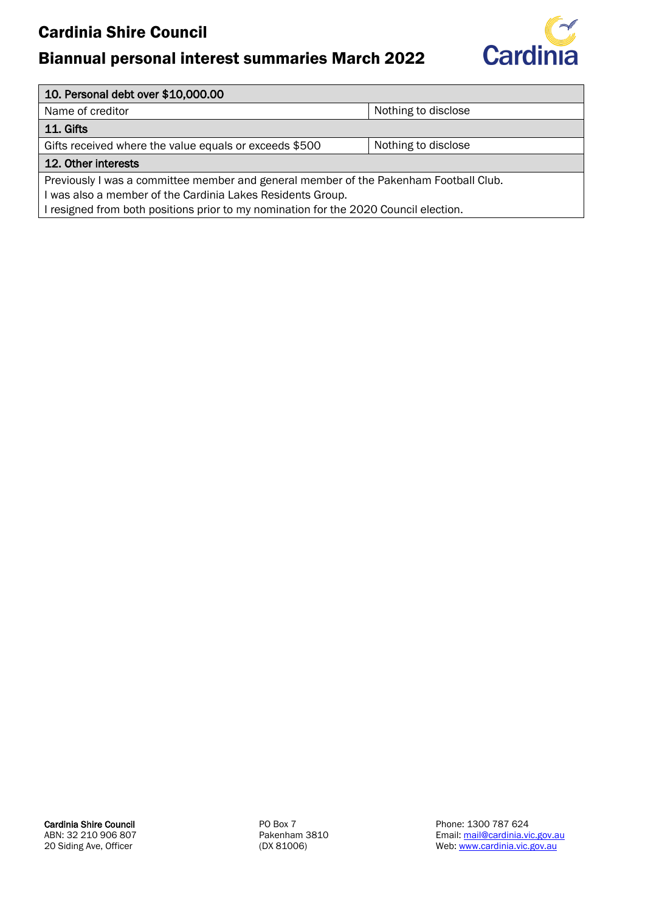| 10. Personal debt over $10,000.00 | |
| --- | --- |
| Name of creditor | Nothing to disclose |
| **11. Gifts** | |
| Gifts received where the value equals or exceeds $500 | Nothing to disclose |
| **12. Other interests** | |
| Previously I was a committee member and general member of the Pakenham Football Club.<br>I was also a member of the Cardinia Lakes Residents Group.<br>I resigned from both positions prior to my nomination for the 2020 Council election. | |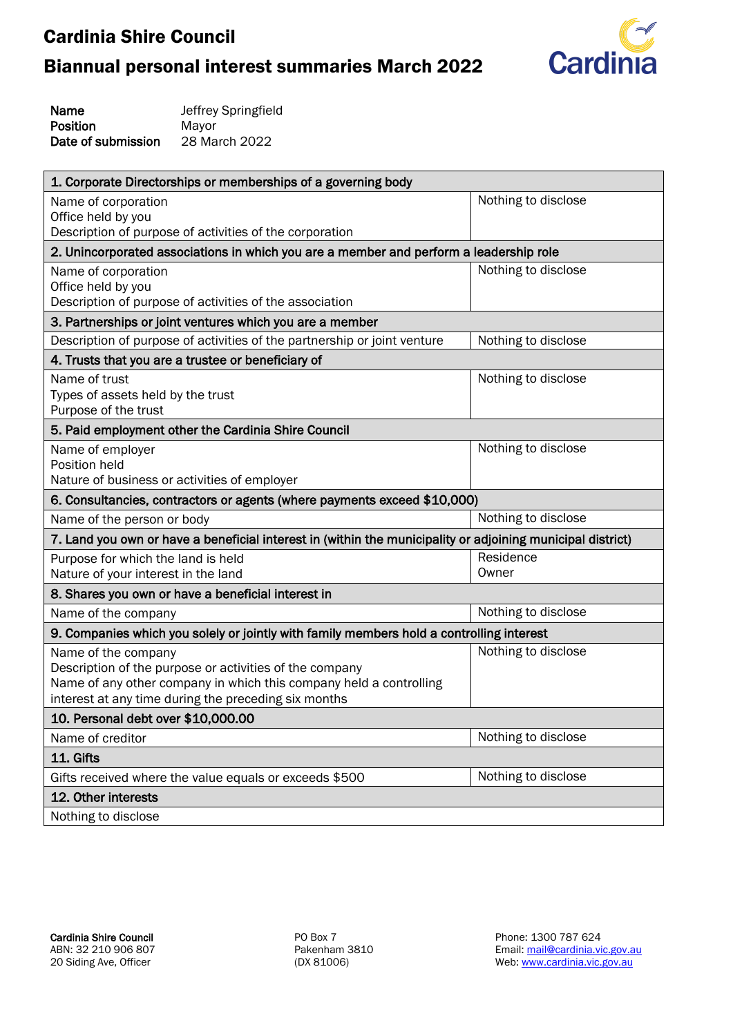# Cardinia Shire Council

## Biannual personal interest summaries March 2022

**Name** Jeffrey Springfield
**Position** Mayor
**Date of submission** 28 March 2022

| 1. Corporate Directorships or memberships of a governing body | |
|---|---|
| Name of corporation<br>Office held by you<br>Description of purpose of activities of the corporation | Nothing to disclose |
| **2. Unincorporated associations in which you are a member and perform a leadership role** | |
| Name of corporation<br>Office held by you<br>Description of purpose of activities of the association | Nothing to disclose |
| **3. Partnerships or joint ventures which you are a member** | |
| Description of purpose of activities of the partnership or joint venture | Nothing to disclose |
| **4. Trusts that you are a trustee or beneficiary of** | |
| Name of trust<br>Types of assets held by the trust<br>Purpose of the trust | Nothing to disclose |
| **5. Paid employment other the Cardinia Shire Council** | |
| Name of employer<br>Position held<br>Nature of business or activities of employer | Nothing to disclose |
| **6. Consultancies, contractors or agents (where payments exceed $10,000)** | |
| Name of the person or body | Nothing to disclose |
| **7. Land you own or have a beneficial interest in (within the municipality or adjoining municipal district)** | |
| Purpose for which the land is held<br>Nature of your interest in the land | Residence<br>Owner |
| **8. Shares you own or have a beneficial interest in** | |
| Name of the company | Nothing to disclose |
| **9. Companies which you solely or jointly with family members hold a controlling interest** | |
| Name of the company<br>Description of the purpose or activities of the company<br>Name of any other company in which this company held a controlling interest at any time during the preceding six months | Nothing to disclose |
| **10. Personal debt over $10,000.00** | |
| Name of creditor | Nothing to disclose |
| **11. Gifts** | |
| Gifts received where the value equals or exceeds $500 | Nothing to disclose |
| **12. Other interests** | |
| Nothing to disclose | |

**Cardinia Shire Council**
ABN: 32 210 906 807
20 Siding Ave, Officer

PO Box 7
Pakenham 3810
(DX 81006)

Phone: 1300 787 624
Email: mail@cardinia.vic.gov.au
Web: www.cardinia.vic.gov.au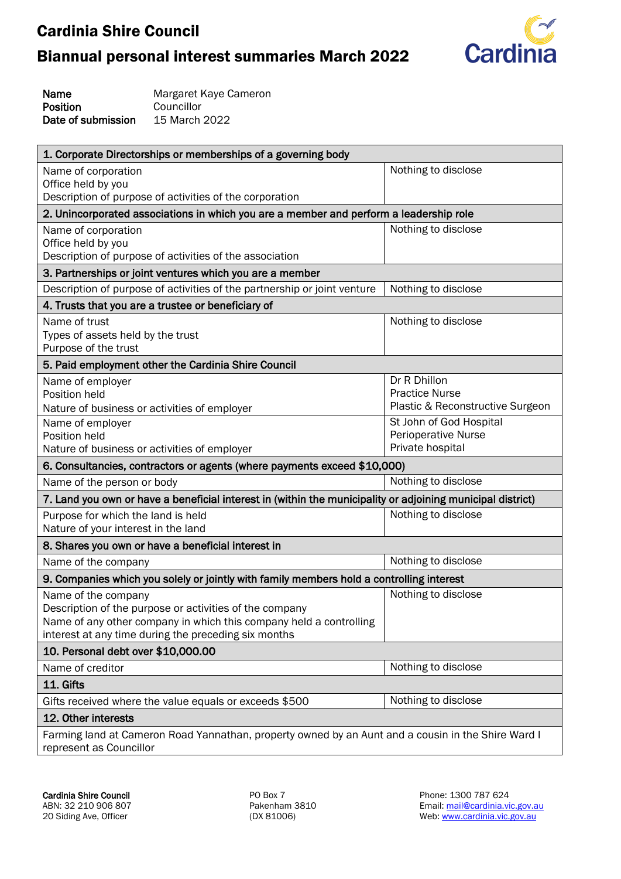# Cardinia Shire Council

## Biannual personal interest summaries March 2022

**Name** Margaret Kaye Cameron
**Position** Councillor
**Date of submission** 15 March 2022

| **1. Corporate Directorships or memberships of a governing body** | |
|---|---|
| Name of corporation<br>Office held by you<br>Description of purpose of activities of the corporation | Nothing to disclose |
| **2. Unincorporated associations in which you are a member and perform a leadership role** | |
| Name of corporation<br>Office held by you<br>Description of purpose of activities of the association | Nothing to disclose |
| **3. Partnerships or joint ventures which you are a member** | |
| Description of purpose of activities of the partnership or joint venture | Nothing to disclose |
| **4. Trusts that you are a trustee or beneficiary of** | |
| Name of trust<br>Types of assets held by the trust<br>Purpose of the trust | Nothing to disclose |
| **5. Paid employment other the Cardinia Shire Council** | |
| Name of employer<br>Position held<br>Nature of business or activities of employer | Dr R Dhillon<br>Practice Nurse<br>Plastic & Reconstructive Surgeon |
| Name of employer<br>Position held<br>Nature of business or activities of employer | St John of God Hospital<br>Perioperative Nurse<br>Private hospital |
| **6. Consultancies, contractors or agents (where payments exceed $10,000)** | |
| Name of the person or body | Nothing to disclose |
| **7. Land you own or have a beneficial interest in (within the municipality or adjoining municipal district)** | |
| Purpose for which the land is held<br>Nature of your interest in the land | Nothing to disclose |
| **8. Shares you own or have a beneficial interest in** | |
| Name of the company | Nothing to disclose |
| **9. Companies which you solely or jointly with family members hold a controlling interest** | |
| Name of the company<br>Description of the purpose or activities of the company<br>Name of any other company in which this company held a controlling interest at any time during the preceding six months | Nothing to disclose |
| **10. Personal debt over $10,000.00** | |
| Name of creditor | Nothing to disclose |
| **11. Gifts** | |
| Gifts received where the value equals or exceeds $500 | Nothing to disclose |
| **12. Other interests** | |
| Farming land at Cameron Road Yannathan, property owned by an Aunt and a cousin in the Shire Ward I represent as Councillor | |

**Cardinia Shire Council**
ABN: 32 210 906 807
20 Siding Ave, Officer

PO Box 7
Pakenham 3810
(DX 81006)

Phone: 1300 787 624
Email: mail@cardinia.vic.gov.au
Web: www.cardinia.vic.gov.au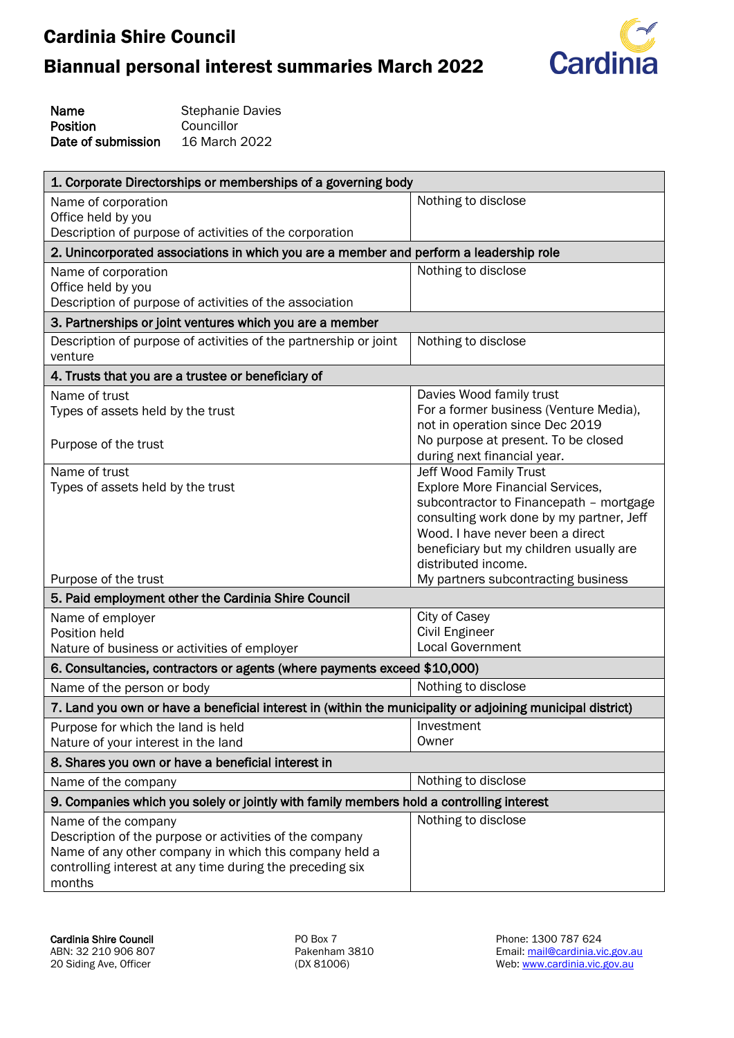# Cardinia Shire Council

## Biannual personal interest summaries March 2022

| | |
|---|---|
| **Name** | Stephanie Davies |
| **Position** | Councillor |
| **Date of submission** | 16 March 2022 |

| **1. Corporate Directorships or memberships of a governing body** | |
|---|---|
| Name of corporation<br>Office held by you<br>Description of purpose of activities of the corporation | Nothing to disclose |
| **2. Unincorporated associations in which you are a member and perform a leadership role** | |
| Name of corporation<br>Office held by you<br>Description of purpose of activities of the association | Nothing to disclose |
| **3. Partnerships or joint ventures which you are a member** | |
| Description of purpose of activities of the partnership or joint venture | Nothing to disclose |
| **4. Trusts that you are a trustee or beneficiary of** | |
| Name of trust<br>Types of assets held by the trust<br><br>Purpose of the trust | Davies Wood family trust<br>For a former business (Venture Media), not in operation since Dec 2019<br>No purpose at present. To be closed during next financial year. |
| Name of trust<br>Types of assets held by the trust<br><br><br><br><br><br>Purpose of the trust | Jeff Wood Family Trust<br>Explore More Financial Services, subcontractor to Financepath – mortgage consulting work done by my partner, Jeff Wood. I have never been a direct beneficiary but my children usually are distributed income.<br>My partners subcontracting business |
| **5. Paid employment other the Cardinia Shire Council** | |
| Name of employer<br>Position held<br>Nature of business or activities of employer | City of Casey<br>Civil Engineer<br>Local Government |
| **6. Consultancies, contractors or agents (where payments exceed $10,000)** | |
| Name of the person or body | Nothing to disclose |
| **7. Land you own or have a beneficial interest in (within the municipality or adjoining municipal district)** | |
| Purpose for which the land is held<br>Nature of your interest in the land | Investment<br>Owner |
| **8. Shares you own or have a beneficial interest in** | |
| Name of the company | Nothing to disclose |
| **9. Companies which you solely or jointly with family members hold a controlling interest** | |
| Name of the company<br>Description of the purpose or activities of the company<br>Name of any other company in which this company held a controlling interest at any time during the preceding six months | Nothing to disclose |

**Cardinia Shire Council**
ABN: 32 210 906 807
20 Siding Ave, Officer

PO Box 7
Pakenham 3810
(DX 81006)

Phone: 1300 787 624
Email: mail@cardinia.vic.gov.au
Web: www.cardinia.vic.gov.au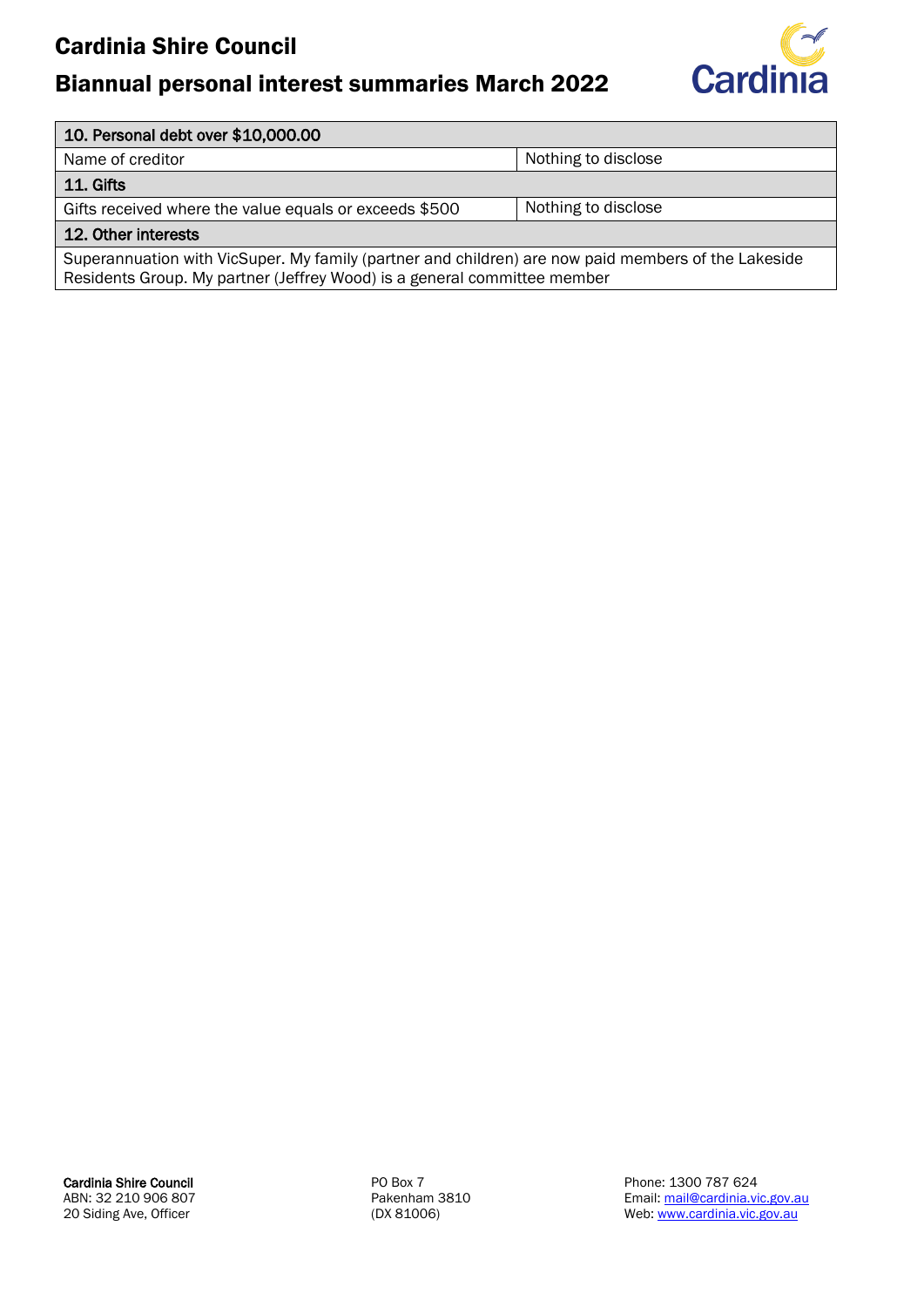| 10. Personal debt over $10,000.00 | |
| --- | --- |
| Name of creditor | Nothing to disclose |
| **11. Gifts** | |
| Gifts received where the value equals or exceeds $500 | Nothing to disclose |
| **12. Other interests** | |
| Superannuation with VicSuper. My family (partner and children) are now paid members of the Lakeside Residents Group. My partner (Jeffrey Wood) is a general committee member | |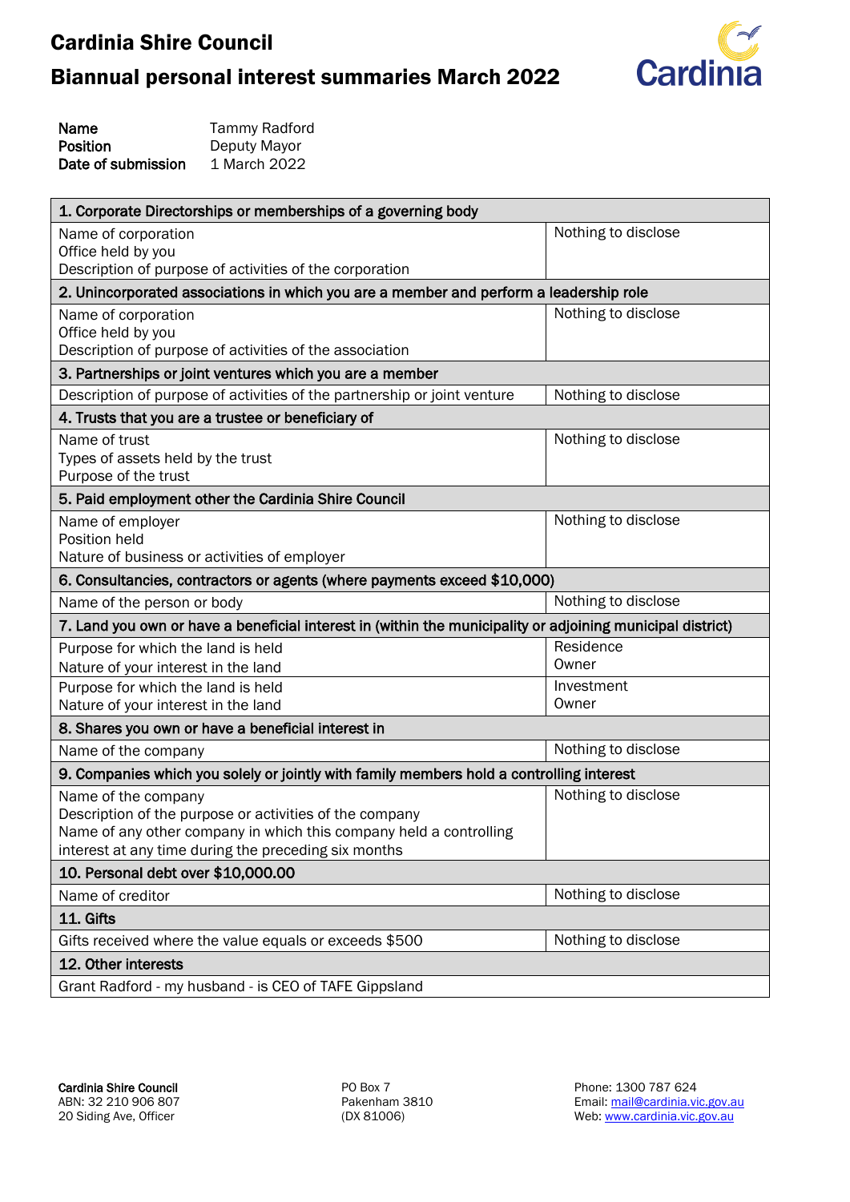# Cardinia Shire Council

## Biannual personal interest summaries March 2022

| | |
|---|---|
| **Name** | Tammy Radford |
| **Position** | Deputy Mayor |
| **Date of submission** | 1 March 2022 |

| | |
|---|---|
| **1. Corporate Directorships or memberships of a governing body** | |
| Name of corporation<br>Office held by you<br>Description of purpose of activities of the corporation | Nothing to disclose |
| **2. Unincorporated associations in which you are a member and perform a leadership role** | |
| Name of corporation<br>Office held by you<br>Description of purpose of activities of the association | Nothing to disclose |
| **3. Partnerships or joint ventures which you are a member** | |
| Description of purpose of activities of the partnership or joint venture | Nothing to disclose |
| **4. Trusts that you are a trustee or beneficiary of** | |
| Name of trust<br>Types of assets held by the trust<br>Purpose of the trust | Nothing to disclose |
| **5. Paid employment other the Cardinia Shire Council** | |
| Name of employer<br>Position held<br>Nature of business or activities of employer | Nothing to disclose |
| **6. Consultancies, contractors or agents (where payments exceed $10,000)** | |
| Name of the person or body | Nothing to disclose |
| **7. Land you own or have a beneficial interest in (within the municipality or adjoining municipal district)** | |
| Purpose for which the land is held<br>Nature of your interest in the land | Residence<br>Owner |
| Purpose for which the land is held<br>Nature of your interest in the land | Investment<br>Owner |
| **8. Shares you own or have a beneficial interest in** | |
| Name of the company | Nothing to disclose |
| **9. Companies which you solely or jointly with family members hold a controlling interest** | |
| Name of the company<br>Description of the purpose or activities of the company<br>Name of any other company in which this company held a controlling interest at any time during the preceding six months | Nothing to disclose |
| **10. Personal debt over $10,000.00** | |
| Name of creditor | Nothing to disclose |
| **11. Gifts** | |
| Gifts received where the value equals or exceeds $500 | Nothing to disclose |
| **12. Other interests** | |
| Grant Radford - my husband - is CEO of TAFE Gippsland | |